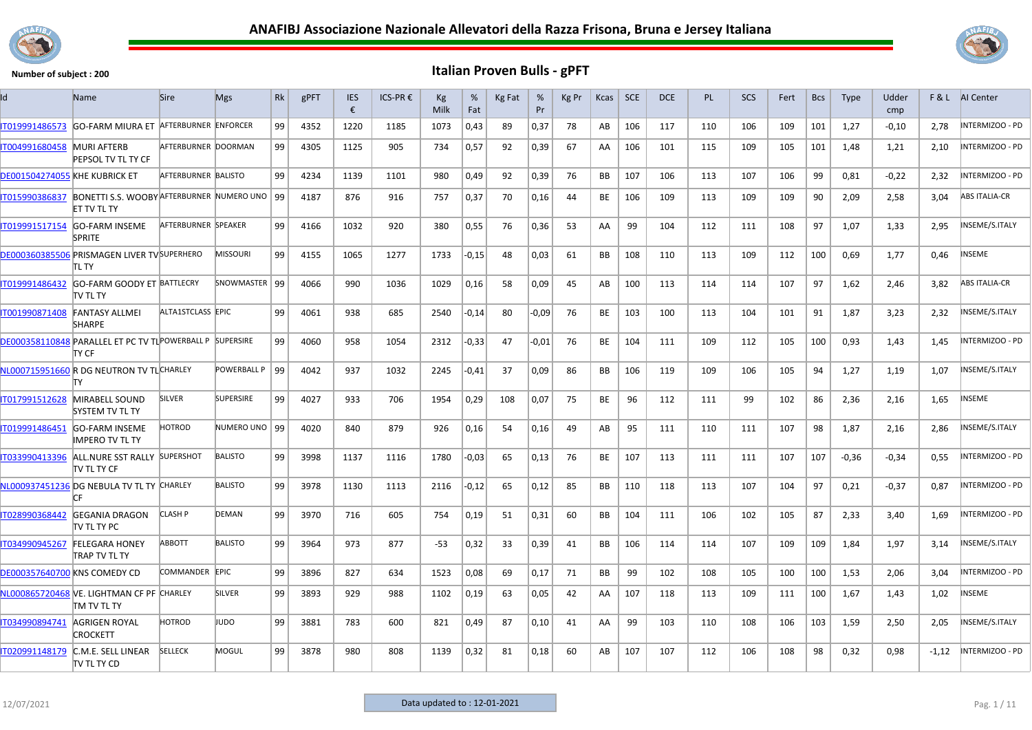# ANAFIBJ Associazione Nazionale Allevatori della Razza Frisona, Bruna e Jersey Italiana

**Number of subject : 200**

## Italian Proven Bulls - gPFT

| Id | Name | Sire | Mgs | Rk | gPFT | IES € | ICS-PR € | Kg Milk | % Fat | Kg Fat | % Pr | Kg Pr | Kcas | SCE | DCE | PL | SCS | Fert | Bcs | Type | Udder cmp | F & L | AI Center |
|---|---|---|---|---|---|---|---|---|---|---|---|---|---|---|---|---|---|---|---|---|---|---|---|
| IT019991486573 | GO-FARM MIURA ET | AFTERBURNER | ENFORCER | 99 | 4352 | 1220 | 1185 | 1073 | 0,43 | 89 | 0,37 | 78 | AB | 106 | 117 | 110 | 106 | 109 | 101 | 1,27 | -0,10 | 2,78 | INTERMIZOO - PD |
| IT004991680458 | MURI AFTERB PEPSOL TV TL TY CF | AFTERBURNER | DOORMAN | 99 | 4305 | 1125 | 905 | 734 | 0,57 | 92 | 0,39 | 67 | AA | 106 | 101 | 115 | 109 | 105 | 101 | 1,48 | 1,21 | 2,10 | INTERMIZOO - PD |
| DE001504274055 | KHE KUBRICK ET | AFTERBURNER | BALISTO | 99 | 4234 | 1139 | 1101 | 980 | 0,49 | 92 | 0,39 | 76 | BB | 107 | 106 | 113 | 107 | 106 | 99 | 0,81 | -0,22 | 2,32 | INTERMIZOO - PD |
| IT015990386837 | BONETTI S.S. WOOBY ET TV TL TY | AFTERBURNER | NUMERO UNO | 99 | 4187 | 876 | 916 | 757 | 0,37 | 70 | 0,16 | 44 | BE | 106 | 109 | 113 | 109 | 109 | 90 | 2,09 | 2,58 | 3,04 | ABS ITALIA-CR |
| IT019991517154 | GO-FARM INSEME SPRITE | AFTERBURNER | SPEAKER | 99 | 4166 | 1032 | 920 | 380 | 0,55 | 76 | 0,36 | 53 | AA | 99 | 104 | 112 | 111 | 108 | 97 | 1,07 | 1,33 | 2,95 | INSEME/S.ITALY |
| DE000360385506 | PRISMAGEN LIVER TV TL TY | SUPERHERO | MISSOURI | 99 | 4155 | 1065 | 1277 | 1733 | -0,15 | 48 | 0,03 | 61 | BB | 108 | 110 | 113 | 109 | 112 | 100 | 0,69 | 1,77 | 0,46 | INSEME |
| IT019991486432 | GO-FARM GOODY ET TV TL TY | BATTLECRY | SNOWMASTER | 99 | 4066 | 990 | 1036 | 1029 | 0,16 | 58 | 0,09 | 45 | AB | 100 | 113 | 114 | 114 | 107 | 97 | 1,62 | 2,46 | 3,82 | ABS ITALIA-CR |
| IT001990871408 | FANTASY ALLMEI SHARPE | ALTA1STCLASS | EPIC | 99 | 4061 | 938 | 685 | 2540 | -0,14 | 80 | -0,09 | 76 | BE | 103 | 100 | 113 | 104 | 101 | 91 | 1,87 | 3,23 | 2,32 | INSEME/S.ITALY |
| DE000358110848 | PARALLEL ET PC TV TL TY CF | POWERBALL P | SUPERSIRE | 99 | 4060 | 958 | 1054 | 2312 | -0,33 | 47 | -0,01 | 76 | BE | 104 | 111 | 109 | 112 | 105 | 100 | 0,93 | 1,43 | 1,45 | INTERMIZOO - PD |
| NL000715951660 | R DG NEUTRON TV TL TY | CHARLEY | POWERBALL P | 99 | 4042 | 937 | 1032 | 2245 | -0,41 | 37 | 0,09 | 86 | BB | 106 | 119 | 109 | 106 | 105 | 94 | 1,27 | 1,19 | 1,07 | INSEME/S.ITALY |
| IT017991512628 | MIRABELL SOUND SYSTEM TV TL TY | SILVER | SUPERSIRE | 99 | 4027 | 933 | 706 | 1954 | 0,29 | 108 | 0,07 | 75 | BE | 96 | 112 | 111 | 99 | 102 | 86 | 2,36 | 2,16 | 1,65 | INSEME |
| IT019991486451 | GO-FARM INSEME IMPERO TV TL TY | HOTROD | NUMERO UNO | 99 | 4020 | 840 | 879 | 926 | 0,16 | 54 | 0,16 | 49 | AB | 95 | 111 | 110 | 111 | 107 | 98 | 1,87 | 2,16 | 2,86 | INSEME/S.ITALY |
| IT033990413396 | ALL.NURE SST RALLY TV TL TY CF | SUPERSHOT | BALISTO | 99 | 3998 | 1137 | 1116 | 1780 | -0,03 | 65 | 0,13 | 76 | BE | 107 | 113 | 111 | 111 | 107 | 107 | -0,36 | -0,34 | 0,55 | INTERMIZOO - PD |
| NL000937451236 | DG NEBULA TV TL TY CF | CHARLEY | BALISTO | 99 | 3978 | 1130 | 1113 | 2116 | -0,12 | 65 | 0,12 | 85 | BB | 110 | 118 | 113 | 107 | 104 | 97 | 0,21 | -0,37 | 0,87 | INTERMIZOO - PD |
| IT028990368442 | GEGANIA DRAGON TV TL TY PC | CLASH P | DEMAN | 99 | 3970 | 716 | 605 | 754 | 0,19 | 51 | 0,31 | 60 | BB | 104 | 111 | 106 | 102 | 105 | 87 | 2,33 | 3,40 | 1,69 | INTERMIZOO - PD |
| IT034990945267 | FELEGARA HONEY TRAP TV TL TY | ABBOTT | BALISTO | 99 | 3964 | 973 | 877 | -53 | 0,32 | 33 | 0,39 | 41 | BB | 106 | 114 | 114 | 107 | 109 | 109 | 1,84 | 1,97 | 3,14 | INSEME/S.ITALY |
| DE000357640700 | KNS COMEDY CD | COMMANDER | EPIC | 99 | 3896 | 827 | 634 | 1523 | 0,08 | 69 | 0,17 | 71 | BB | 99 | 102 | 108 | 105 | 100 | 100 | 1,53 | 2,06 | 3,04 | INTERMIZOO - PD |
| NL000865720468 | VE. LIGHTMAN CF PF TM TV TL TY | CHARLEY | SILVER | 99 | 3893 | 929 | 988 | 1102 | 0,19 | 63 | 0,05 | 42 | AA | 107 | 118 | 113 | 109 | 111 | 100 | 1,67 | 1,43 | 1,02 | INSEME |
| IT034990894741 | AGRIGEN ROYAL CROCKETT | HOTROD | JUDO | 99 | 3881 | 783 | 600 | 821 | 0,49 | 87 | 0,10 | 41 | AA | 99 | 103 | 110 | 108 | 106 | 103 | 1,59 | 2,50 | 2,05 | INSEME/S.ITALY |
| IT020991148179 | C.M.E. SELL LINEAR TV TL TY CD | SELLECK | MOGUL | 99 | 3878 | 980 | 808 | 1139 | 0,32 | 81 | 0,18 | 60 | AB | 107 | 107 | 112 | 106 | 108 | 98 | 0,32 | 0,98 | -1,12 | INTERMIZOO - PD |

12/07/2021

Data updated to : 12-01-2021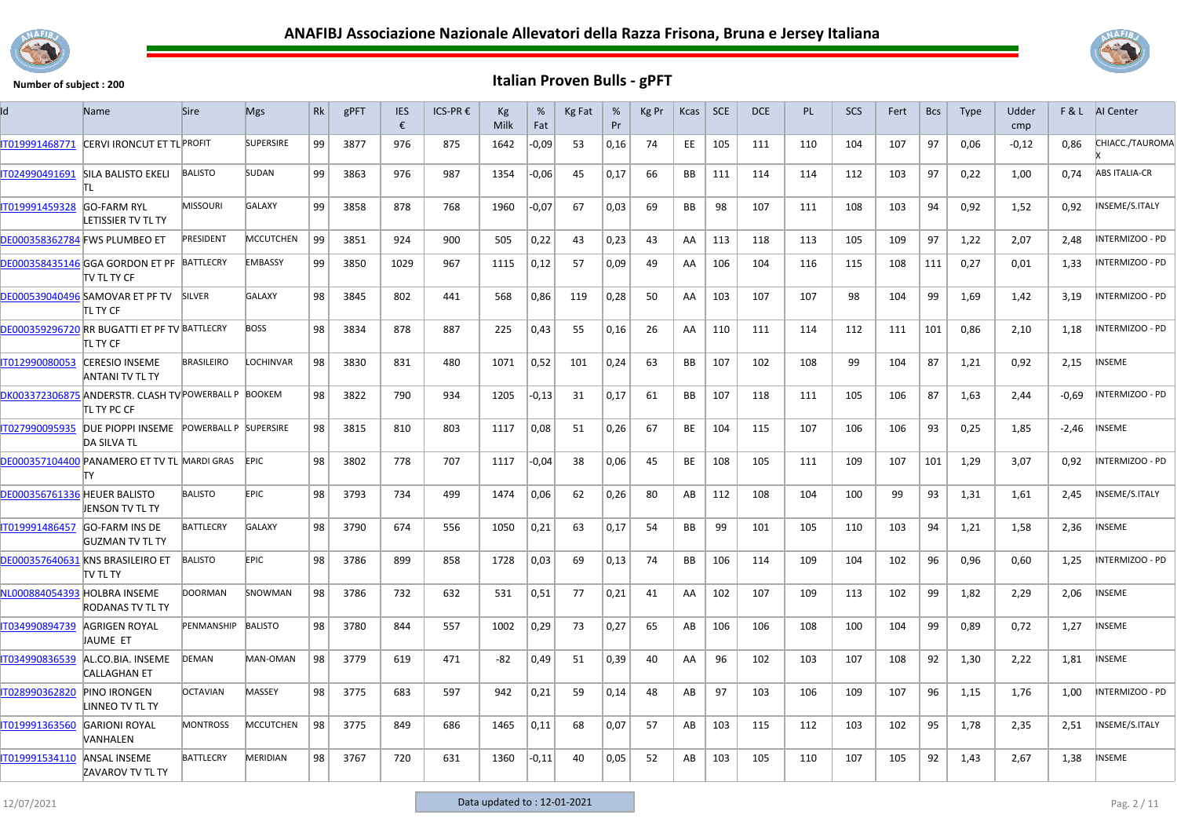Number of subject : 200

## Italian Proven Bulls - gPFT

| Id | Name | Sire | Mgs | Rk | gPFT | IES € | ICS-PR € | Kg Milk | % Fat | Kg Fat | % Pr | Kg Pr | Kcas | SCE | DCE | PL | SCS | Fert | Bcs | Type | Udder cmp | F & L | AI Center |
|---|---|---|---|---|---|---|---|---|---|---|---|---|---|---|---|---|---|---|---|---|---|---|---|
| IT019991468771 | CERVI IRONCUT ET TL | PROFIT | SUPERSIRE | 99 | 3877 | 976 | 875 | 1642 | -0,09 | 53 | 0,16 | 74 | EE | 105 | 111 | 110 | 104 | 107 | 97 | 0,06 | -0,12 | 0,86 | CHIACC./TAUROMAX |
| IT024990491691 | SILA BALISTO EKELI TL | BALISTO | SUDAN | 99 | 3863 | 976 | 987 | 1354 | -0,06 | 45 | 0,17 | 66 | BB | 111 | 114 | 114 | 112 | 103 | 97 | 0,22 | 1,00 | 0,74 | ABS ITALIA-CR |
| IT019991459328 | GO-FARM RYL LETISSIER TV TL TY | MISSOURI | GALAXY | 99 | 3858 | 878 | 768 | 1960 | -0,07 | 67 | 0,03 | 69 | BB | 98 | 107 | 111 | 108 | 103 | 94 | 0,92 | 1,52 | 0,92 | INSEME/S.ITALY |
| DE000358362784 | FWS PLUMBEO ET | PRESIDENT | MCCUTCHEN | 99 | 3851 | 924 | 900 | 505 | 0,22 | 43 | 0,23 | 43 | AA | 113 | 118 | 113 | 105 | 109 | 97 | 1,22 | 2,07 | 2,48 | INTERMIZOO - PD |
| DE000358435146 | GGA GORDON ET PF TV TL TY CF | BATTLECRY | EMBASSY | 99 | 3850 | 1029 | 967 | 1115 | 0,12 | 57 | 0,09 | 49 | AA | 106 | 104 | 116 | 115 | 108 | 111 | 0,27 | 0,01 | 1,33 | INTERMIZOO - PD |
| DE000539040496 | SAMOVAR ET PF TV TL TY CF | SILVER | GALAXY | 98 | 3845 | 802 | 441 | 568 | 0,86 | 119 | 0,28 | 50 | AA | 103 | 107 | 107 | 98 | 104 | 99 | 1,69 | 1,42 | 3,19 | INTERMIZOO - PD |
| DE000359296720 | RR BUGATTI ET PF TV TL TY CF | BATTLECRY | BOSS | 98 | 3834 | 878 | 887 | 225 | 0,43 | 55 | 0,16 | 26 | AA | 110 | 111 | 114 | 112 | 111 | 101 | 0,86 | 2,10 | 1,18 | INTERMIZOO - PD |
| IT012990080053 | CERESIO INSEME ANTANI TV TL TY | BRASILEIRO | LOCHINVAR | 98 | 3830 | 831 | 480 | 1071 | 0,52 | 101 | 0,24 | 63 | BB | 107 | 102 | 108 | 99 | 104 | 87 | 1,21 | 0,92 | 2,15 | INSEME |
| DK003372306875 | ANDERSTR. CLASH TV TL TY PC CF | POWERBALL P | BOOKEM | 98 | 3822 | 790 | 934 | 1205 | -0,13 | 31 | 0,17 | 61 | BB | 107 | 118 | 111 | 105 | 106 | 87 | 1,63 | 2,44 | -0,69 | INTERMIZOO - PD |
| IT027990095935 | DUE PIOPPI INSEME DA SILVA TL | POWERBALL P | SUPERSIRE | 98 | 3815 | 810 | 803 | 1117 | 0,08 | 51 | 0,26 | 67 | BE | 104 | 115 | 107 | 106 | 106 | 93 | 0,25 | 1,85 | -2,46 | INSEME |
| DE000357104400 | PANAMERO ET TV TL TY | MARDI GRAS | EPIC | 98 | 3802 | 778 | 707 | 1117 | -0,04 | 38 | 0,06 | 45 | BE | 108 | 105 | 111 | 109 | 107 | 101 | 1,29 | 3,07 | 0,92 | INTERMIZOO - PD |
| DE000356761336 | HEUER BALISTO JENSON TV TL TY | BALISTO | EPIC | 98 | 3793 | 734 | 499 | 1474 | 0,06 | 62 | 0,26 | 80 | AB | 112 | 108 | 104 | 100 | 99 | 93 | 1,31 | 1,61 | 2,45 | INSEME/S.ITALY |
| IT019991486457 | GO-FARM INS DE GUZMAN TV TL TY | BATTLECRY | GALAXY | 98 | 3790 | 674 | 556 | 1050 | 0,21 | 63 | 0,17 | 54 | BB | 99 | 101 | 105 | 110 | 103 | 94 | 1,21 | 1,58 | 2,36 | INSEME |
| DE000357640631 | KNS BRASILEIRO ET TV TL TY | BALISTO | EPIC | 98 | 3786 | 899 | 858 | 1728 | 0,03 | 69 | 0,13 | 74 | BB | 106 | 114 | 109 | 104 | 102 | 96 | 0,96 | 0,60 | 1,25 | INTERMIZOO - PD |
| NL000884054393 | HOLBRA INSEME RODANAS TV TL TY | DOORMAN | SNOWMAN | 98 | 3786 | 732 | 632 | 531 | 0,51 | 77 | 0,21 | 41 | AA | 102 | 107 | 109 | 113 | 102 | 99 | 1,82 | 2,29 | 2,06 | INSEME |
| IT034990894739 | AGRIGEN ROYAL JAUME ET | PENMANSHIP | BALISTO | 98 | 3780 | 844 | 557 | 1002 | 0,29 | 73 | 0,27 | 65 | AB | 106 | 106 | 108 | 100 | 104 | 99 | 0,89 | 0,72 | 1,27 | INSEME |
| IT034990836539 | AL.CO.BIA. INSEME CALLAGHAN ET | DEMAN | MAN-OMAN | 98 | 3779 | 619 | 471 | -82 | 0,49 | 51 | 0,39 | 40 | AA | 96 | 102 | 103 | 107 | 108 | 92 | 1,30 | 2,22 | 1,81 | INSEME |
| IT028990362820 | PINO IRONGEN LINNEO TV TL TY | OCTAVIAN | MASSEY | 98 | 3775 | 683 | 597 | 942 | 0,21 | 59 | 0,14 | 48 | AB | 97 | 103 | 106 | 109 | 107 | 96 | 1,15 | 1,76 | 1,00 | INTERMIZOO - PD |
| IT019991363560 | GARIONI ROYAL VANHALEN | MONTROSS | MCCUTCHEN | 98 | 3775 | 849 | 686 | 1465 | 0,11 | 68 | 0,07 | 57 | AB | 103 | 115 | 112 | 103 | 102 | 95 | 1,78 | 2,35 | 2,51 | INSEME/S.ITALY |
| IT019991534110 | ANSAL INSEME ZAVAROV TV TL TY | BATTLECRY | MERIDIAN | 98 | 3767 | 720 | 631 | 1360 | -0,11 | 40 | 0,05 | 52 | AB | 103 | 105 | 110 | 107 | 105 | 92 | 1,43 | 2,67 | 1,38 | INSEME |

Data updated to : 12-01-2021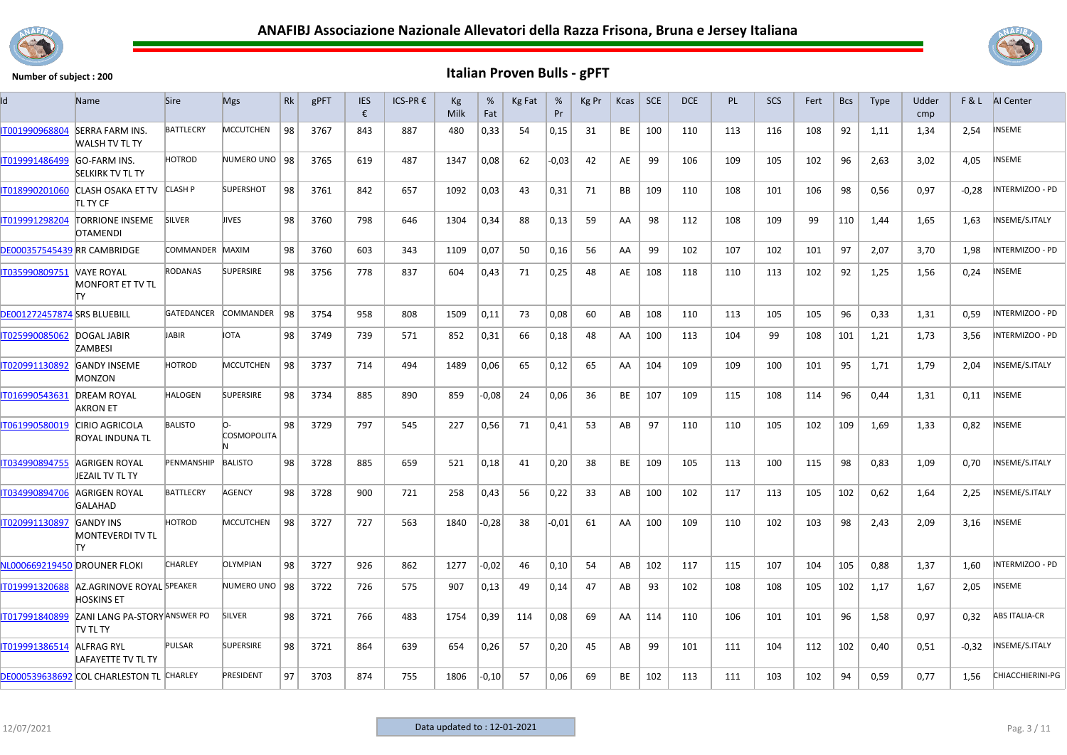# ANAFIBJ Associazione Nazionale Allevatori della Razza Frisona, Bruna e Jersey Italiana

**Number of subject : 200**

## Italian Proven Bulls - gPFT

| Id | Name | Sire | Mgs | Rk | gPFT | IES € | ICS-PR € | Kg Milk | % Fat | Kg Fat | % Pr | Kg Pr | Kcas | SCE | DCE | PL | SCS | Fert | Bcs | Type | Udder cmp | F & L | AI Center |
|---|---|---|---|---|---|---|---|---|---|---|---|---|---|---|---|---|---|---|---|---|---|---|---|
| IT001990968804 | SERRA FARM INS. WALSH TV TL TY | BATTLECRY | MCCUTCHEN | 98 | 3767 | 843 | 887 | 480 | 0,33 | 54 | 0,15 | 31 | BE | 100 | 110 | 113 | 116 | 108 | 92 | 1,11 | 1,34 | 2,54 | INSEME |
| IT019991486499 | GO-FARM INS. SELKIRK TV TL TY | HOTROD | NUMERO UNO | 98 | 3765 | 619 | 487 | 1347 | 0,08 | 62 | -0,03 | 42 | AE | 99 | 106 | 109 | 105 | 102 | 96 | 2,63 | 3,02 | 4,05 | INSEME |
| IT018990201060 | CLASH OSAKA ET TV TL TY CF | CLASH P | SUPERSHOT | 98 | 3761 | 842 | 657 | 1092 | 0,03 | 43 | 0,31 | 71 | BB | 109 | 110 | 108 | 101 | 106 | 98 | 0,56 | 0,97 | -0,28 | INTERMIZOO - PD |
| IT019991298204 | TORRIONE INSEME OTAMENDI | SILVER | JIVES | 98 | 3760 | 798 | 646 | 1304 | 0,34 | 88 | 0,13 | 59 | AA | 98 | 112 | 108 | 109 | 99 | 110 | 1,44 | 1,65 | 1,63 | INSEME/S.ITALY |
| DE000357545439 | RR CAMBRIDGE | COMMANDER | MAXIM | 98 | 3760 | 603 | 343 | 1109 | 0,07 | 50 | 0,16 | 56 | AA | 99 | 102 | 107 | 102 | 101 | 97 | 2,07 | 3,70 | 1,98 | INTERMIZOO - PD |
| IT035990809751 | VAYE ROYAL MONFORT ET TV TL TY | RODANAS | SUPERSIRE | 98 | 3756 | 778 | 837 | 604 | 0,43 | 71 | 0,25 | 48 | AE | 108 | 118 | 110 | 113 | 102 | 92 | 1,25 | 1,56 | 0,24 | INSEME |
| DE001272457874 | SRS BLUEBILL | GATEDANCER | COMMANDER | 98 | 3754 | 958 | 808 | 1509 | 0,11 | 73 | 0,08 | 60 | AB | 108 | 110 | 113 | 105 | 105 | 96 | 0,33 | 1,31 | 0,59 | INTERMIZOO - PD |
| IT025990085062 | DOGAL JABIR ZAMBESI | JABIR | IOTA | 98 | 3749 | 739 | 571 | 852 | 0,31 | 66 | 0,18 | 48 | AA | 100 | 113 | 104 | 99 | 108 | 101 | 1,21 | 1,73 | 3,56 | INTERMIZOO - PD |
| IT020991130892 | GANDY INSEME MONZON | HOTROD | MCCUTCHEN | 98 | 3737 | 714 | 494 | 1489 | 0,06 | 65 | 0,12 | 65 | AA | 104 | 109 | 109 | 100 | 101 | 95 | 1,71 | 1,79 | 2,04 | INSEME/S.ITALY |
| IT016990543631 | DREAM ROYAL AKRON ET | HALOGEN | SUPERSIRE | 98 | 3734 | 885 | 890 | 859 | -0,08 | 24 | 0,06 | 36 | BE | 107 | 109 | 115 | 108 | 114 | 96 | 0,44 | 1,31 | 0,11 | INSEME |
| IT061990580019 | CIRIO AGRICOLA ROYAL INDUNA TL | BALISTO | O-COSMOPOLITAN | 98 | 3729 | 797 | 545 | 227 | 0,56 | 71 | 0,41 | 53 | AB | 97 | 110 | 110 | 105 | 102 | 109 | 1,69 | 1,33 | 0,82 | INSEME |
| IT034990894755 | AGRIGEN ROYAL JEZAIL TV TL TY | PENMANSHIP | BALISTO | 98 | 3728 | 885 | 659 | 521 | 0,18 | 41 | 0,20 | 38 | BE | 109 | 105 | 113 | 100 | 115 | 98 | 0,83 | 1,09 | 0,70 | INSEME/S.ITALY |
| IT034990894706 | AGRIGEN ROYAL GALAHAD | BATTLECRY | AGENCY | 98 | 3728 | 900 | 721 | 258 | 0,43 | 56 | 0,22 | 33 | AB | 100 | 102 | 117 | 113 | 105 | 102 | 0,62 | 1,64 | 2,25 | INSEME/S.ITALY |
| IT020991130897 | GANDY INS MONTEVERDI TV TL TY | HOTROD | MCCUTCHEN | 98 | 3727 | 727 | 563 | 1840 | -0,28 | 38 | -0,01 | 61 | AA | 100 | 109 | 110 | 102 | 103 | 98 | 2,43 | 2,09 | 3,16 | INSEME |
| NL000669219450 | DROUNER FLOKI | CHARLEY | OLYMPIAN | 98 | 3727 | 926 | 862 | 1277 | -0,02 | 46 | 0,10 | 54 | AB | 102 | 117 | 115 | 107 | 104 | 105 | 0,88 | 1,37 | 1,60 | INTERMIZOO - PD |
| IT019991320688 | AZ.AGRINOVE ROYAL HOSKINS ET | SPEAKER | NUMERO UNO | 98 | 3722 | 726 | 575 | 907 | 0,13 | 49 | 0,14 | 47 | AB | 93 | 102 | 108 | 108 | 105 | 102 | 1,17 | 1,67 | 2,05 | INSEME |
| IT017991840899 | ZANI LANG PA-STORY TV TL TY | ANSWER PO | SILVER | 98 | 3721 | 766 | 483 | 1754 | 0,39 | 114 | 0,08 | 69 | AA | 114 | 110 | 106 | 101 | 101 | 96 | 1,58 | 0,97 | 0,32 | ABS ITALIA-CR |
| IT019991386514 | ALFRAG RYL LAFAYETTE TV TL TY | PULSAR | SUPERSIRE | 98 | 3721 | 864 | 639 | 654 | 0,26 | 57 | 0,20 | 45 | AB | 99 | 101 | 111 | 104 | 112 | 102 | 0,40 | 0,51 | -0,32 | INSEME/S.ITALY |
| DE000539638692 | COL CHARLESTON TL | CHARLEY | PRESIDENT | 97 | 3703 | 874 | 755 | 1806 | -0,10 | 57 | 0,06 | 69 | BE | 102 | 113 | 111 | 103 | 102 | 94 | 0,59 | 0,77 | 1,56 | CHIACCHIERINI-PG |

12/07/2021

Data updated to : 12-01-2021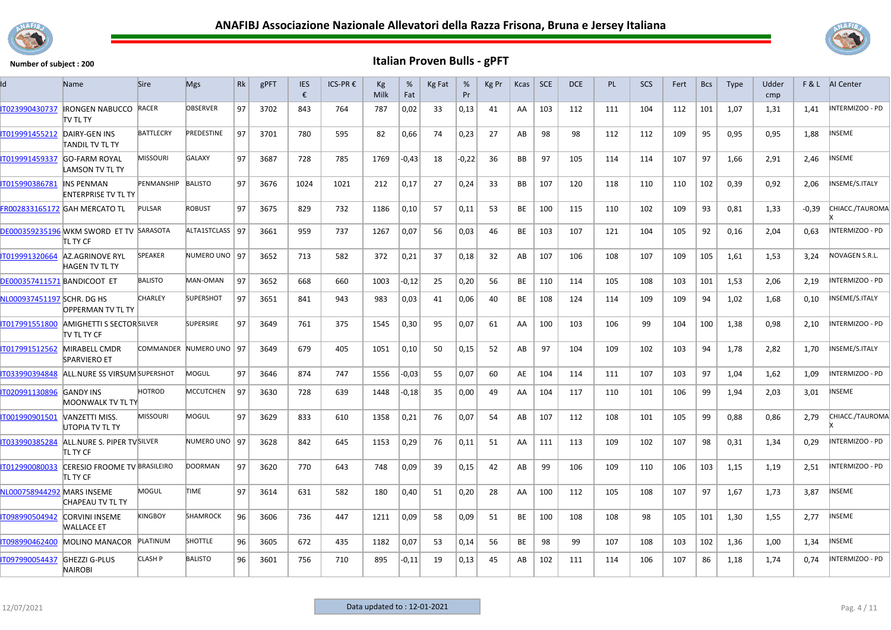# ANAFIBJ Associazione Nazionale Allevatori della Razza Frisona, Bruna e Jersey Italiana

**Number of subject : 200**

## Italian Proven Bulls - gPFT

| Id | Name | Sire | Mgs | Rk | gPFT | IES € | ICS-PR € | Kg Milk | % Fat | Kg Fat | % Pr | Kg Pr | Kcas | SCE | DCE | PL | SCS | Fert | Bcs | Type | Udder cmp | F & L | AI Center |
|---|---|---|---|---|---|---|---|---|---|---|---|---|---|---|---|---|---|---|---|---|---|---|---|
| IT023990430737 | IRONGEN NABUCCO TV TL TY | RACER | OBSERVER | 97 | 3702 | 843 | 764 | 787 | 0,02 | 33 | 0,13 | 41 | AA | 103 | 112 | 111 | 104 | 112 | 101 | 1,07 | 1,31 | 1,41 | INTERMIZOO - PD |
| IT019991455212 | DAIRY-GEN INS TANDIL TV TL TY | BATTLECRY | PREDESTINE | 97 | 3701 | 780 | 595 | 82 | 0,66 | 74 | 0,23 | 27 | AB | 98 | 98 | 112 | 112 | 109 | 95 | 0,95 | 0,95 | 1,88 | INSEME |
| IT019991459337 | GO-FARM ROYAL LAMSON TV TL TY | MISSOURI | GALAXY | 97 | 3687 | 728 | 785 | 1769 | -0,43 | 18 | -0,22 | 36 | BB | 97 | 105 | 114 | 114 | 107 | 97 | 1,66 | 2,91 | 2,46 | INSEME |
| IT015990386781 | INS PENMAN ENTERPRISE TV TL TY | PENMANSHIP | BALISTO | 97 | 3676 | 1024 | 1021 | 212 | 0,17 | 27 | 0,24 | 33 | BB | 107 | 120 | 118 | 110 | 110 | 102 | 0,39 | 0,92 | 2,06 | INSEME/S.ITALY |
| FR002833165172 | GAH MERCATO TL | PULSAR | ROBUST | 97 | 3675 | 829 | 732 | 1186 | 0,10 | 57 | 0,11 | 53 | BE | 100 | 115 | 110 | 102 | 109 | 93 | 0,81 | 1,33 | -0,39 | CHIACC./TAUROMAX |
| DE000359235196 | WKM SWORD ET TV TL TY CF | SARASOTA | ALTA1STCLASS | 97 | 3661 | 959 | 737 | 1267 | 0,07 | 56 | 0,03 | 46 | BE | 103 | 107 | 121 | 104 | 105 | 92 | 0,16 | 2,04 | 0,63 | INTERMIZOO - PD |
| IT019991320664 | AZ.AGRINOVE RYL HAGEN TV TL TY | SPEAKER | NUMERO UNO | 97 | 3652 | 713 | 582 | 372 | 0,21 | 37 | 0,18 | 32 | AB | 107 | 106 | 108 | 107 | 109 | 105 | 1,61 | 1,53 | 3,24 | NOVAGEN S.R.L. |
| DE000357411571 | BANDICOOT ET | BALISTO | MAN-OMAN | 97 | 3652 | 668 | 660 | 1003 | -0,12 | 25 | 0,20 | 56 | BE | 110 | 114 | 105 | 108 | 103 | 101 | 1,53 | 2,06 | 2,19 | INTERMIZOO - PD |
| NL000937451197 | SCHR. DG HS OPPERMAN TV TL TY | CHARLEY | SUPERSHOT | 97 | 3651 | 841 | 943 | 983 | 0,03 | 41 | 0,06 | 40 | BE | 108 | 124 | 114 | 109 | 109 | 94 | 1,02 | 1,68 | 0,10 | INSEME/S.ITALY |
| IT017991551800 | AMIGHETTI S SECTOR TV TL TY CF | SILVER | SUPERSIRE | 97 | 3649 | 761 | 375 | 1545 | 0,30 | 95 | 0,07 | 61 | AA | 100 | 103 | 106 | 99 | 104 | 100 | 1,38 | 0,98 | 2,10 | INTERMIZOO - PD |
| IT017991512562 | MIRABELL CMDR SPARVIERO ET | COMMANDER | NUMERO UNO | 97 | 3649 | 679 | 405 | 1051 | 0,10 | 50 | 0,15 | 52 | AB | 97 | 104 | 109 | 102 | 103 | 94 | 1,78 | 2,82 | 1,70 | INSEME/S.ITALY |
| IT033990394848 | ALL.NURE SS VIRSUM | SUPERSHOT | MOGUL | 97 | 3646 | 874 | 747 | 1556 | -0,03 | 55 | 0,07 | 60 | AE | 104 | 114 | 111 | 107 | 103 | 97 | 1,04 | 1,62 | 1,09 | INTERMIZOO - PD |
| IT020991130896 | GANDY INS MOONWALK TV TL TY | HOTROD | MCCUTCHEN | 97 | 3630 | 728 | 639 | 1448 | -0,18 | 35 | 0,00 | 49 | AA | 104 | 117 | 110 | 101 | 106 | 99 | 1,94 | 2,03 | 3,01 | INSEME |
| IT001990901501 | VANZETTI MISS. UTOPIA TV TL TY | MISSOURI | MOGUL | 97 | 3629 | 833 | 610 | 1358 | 0,21 | 76 | 0,07 | 54 | AB | 107 | 112 | 108 | 101 | 105 | 99 | 0,88 | 0,86 | 2,79 | CHIACC./TAUROMAX |
| IT033990385284 | ALL.NURE S. PIPER TV TL TY CF | SILVER | NUMERO UNO | 97 | 3628 | 842 | 645 | 1153 | 0,29 | 76 | 0,11 | 51 | AA | 111 | 113 | 109 | 102 | 107 | 98 | 0,31 | 1,34 | 0,29 | INTERMIZOO - PD |
| IT012990080033 | CERESIO FROOME TV TL TY CF | BRASILEIRO | DOORMAN | 97 | 3620 | 770 | 643 | 748 | 0,09 | 39 | 0,15 | 42 | AB | 99 | 106 | 109 | 110 | 106 | 103 | 1,15 | 1,19 | 2,51 | INTERMIZOO - PD |
| NL000758944292 | MARS INSEME CHAPEAU TV TL TY | MOGUL | TIME | 97 | 3614 | 631 | 582 | 180 | 0,40 | 51 | 0,20 | 28 | AA | 100 | 112 | 105 | 108 | 107 | 97 | 1,67 | 1,73 | 3,87 | INSEME |
| IT098990504942 | CORVINI INSEME WALLACE ET | KINGBOY | SHAMROCK | 96 | 3606 | 736 | 447 | 1211 | 0,09 | 58 | 0,09 | 51 | BE | 100 | 108 | 108 | 98 | 105 | 101 | 1,30 | 1,55 | 2,77 | INSEME |
| IT098990462400 | MOLINO MANACOR | PLATINUM | SHOTTLE | 96 | 3605 | 672 | 435 | 1182 | 0,07 | 53 | 0,14 | 56 | BE | 98 | 99 | 107 | 108 | 103 | 102 | 1,36 | 1,00 | 1,34 | INSEME |
| IT097990054437 | GHEZZI G-PLUS NAIROBI | CLASH P | BALISTO | 96 | 3601 | 756 | 710 | 895 | -0,11 | 19 | 0,13 | 45 | AB | 102 | 111 | 114 | 106 | 107 | 86 | 1,18 | 1,74 | 0,74 | INTERMIZOO - PD |

12/07/2021 — Data updated to : 12-01-2021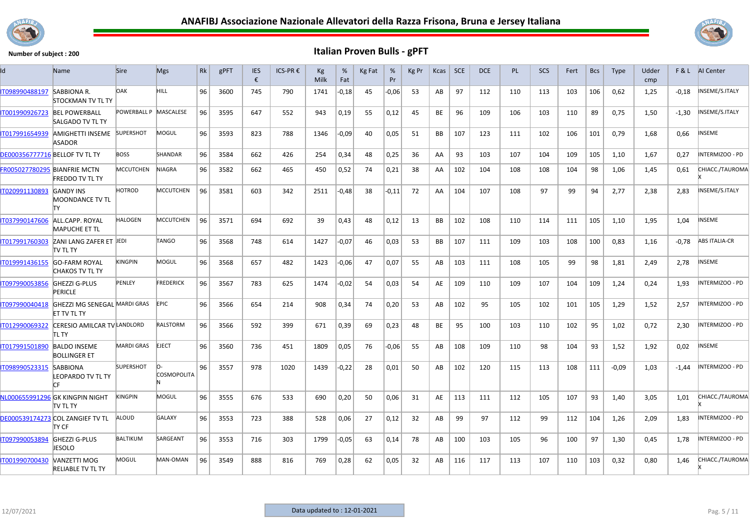# ANAFIBJ Associazione Nazionale Allevatori della Razza Frisona, Bruna e Jersey Italiana

**Number of subject : 200**

## Italian Proven Bulls - gPFT

| Id | Name | Sire | Mgs | Rk | gPFT | IES € | ICS-PR € | Kg Milk | % Fat | Kg Fat | % Pr | Kg Pr | Kcas | SCE | DCE | PL | SCS | Fert | Bcs | Type | Udder cmp | F & L | AI Center |
|---|---|---|---|---|---|---|---|---|---|---|---|---|---|---|---|---|---|---|---|---|---|---|---|
| IT098990488197 | SABBIONA R. STOCKMAN TV TL TY | OAK | HILL | 96 | 3600 | 745 | 790 | 1741 | -0,18 | 45 | -0,06 | 53 | AB | 97 | 112 | 110 | 113 | 103 | 106 | 0,62 | 1,25 | -0,18 | INSEME/S.ITALY |
| IT001990926723 | BEL POWERBALL SALGADO TV TL TY | POWERBALL P | MASCALESE | 96 | 3595 | 647 | 552 | 943 | 0,19 | 55 | 0,12 | 45 | BE | 96 | 109 | 106 | 103 | 110 | 89 | 0,75 | 1,50 | -1,30 | INSEME/S.ITALY |
| IT017991654939 | AMIGHETTI INSEME ASADOR | SUPERSHOT | MOGUL | 96 | 3593 | 823 | 788 | 1346 | -0,09 | 40 | 0,05 | 51 | BB | 107 | 123 | 111 | 102 | 106 | 101 | 0,79 | 1,68 | 0,66 | INSEME |
| DE000356777716 | BELLOF TV TL TY | BOSS | SHANDAR | 96 | 3584 | 662 | 426 | 254 | 0,34 | 48 | 0,25 | 36 | AA | 93 | 103 | 107 | 104 | 109 | 105 | 1,10 | 1,67 | 0,27 | INTERMIZOO - PD |
| FR005027780295 | BIANFRIE MCTN FREDDO TV TL TY | MCCUTCHEN | NIAGRA | 96 | 3582 | 662 | 465 | 450 | 0,52 | 74 | 0,21 | 38 | AA | 102 | 104 | 108 | 108 | 104 | 98 | 1,06 | 1,45 | 0,61 | CHIACC./TAUROMAX |
| IT020991130893 | GANDY INS MOONDANCE TV TL TY | HOTROD | MCCUTCHEN | 96 | 3581 | 603 | 342 | 2511 | -0,48 | 38 | -0,11 | 72 | AA | 104 | 107 | 108 | 97 | 99 | 94 | 2,77 | 2,38 | 2,83 | INSEME/S.ITALY |
| IT037990147606 | ALL.CAPP. ROYAL MAPUCHE ET TL | HALOGEN | MCCUTCHEN | 96 | 3571 | 694 | 692 | 39 | 0,43 | 48 | 0,12 | 13 | BB | 102 | 108 | 110 | 114 | 111 | 105 | 1,10 | 1,95 | 1,04 | INSEME |
| IT017991760303 | ZANI LANG ZAFER ET TV TL TY | JEDI | TANGO | 96 | 3568 | 748 | 614 | 1427 | -0,07 | 46 | 0,03 | 53 | BB | 107 | 111 | 109 | 103 | 108 | 100 | 0,83 | 1,16 | -0,78 | ABS ITALIA-CR |
| IT019991436155 | GO-FARM ROYAL CHAKOS TV TL TY | KINGPIN | MOGUL | 96 | 3568 | 657 | 482 | 1423 | -0,06 | 47 | 0,07 | 55 | AB | 103 | 111 | 108 | 105 | 99 | 98 | 1,81 | 2,49 | 2,78 | INSEME |
| IT097990053856 | GHEZZI G-PLUS PERICLE | PENLEY | FREDERICK | 96 | 3567 | 783 | 625 | 1474 | -0,02 | 54 | 0,03 | 54 | AE | 109 | 110 | 109 | 107 | 104 | 109 | 1,24 | 0,24 | 1,93 | INTERMIZOO - PD |
| IT097990040418 | GHEZZI MG SENEGAL ET TV TL TY | MARDI GRAS | EPIC | 96 | 3566 | 654 | 214 | 908 | 0,34 | 74 | 0,20 | 53 | AB | 102 | 95 | 105 | 102 | 101 | 105 | 1,29 | 1,52 | 2,57 | INTERMIZOO - PD |
| IT012990069322 | CERESIO AMILCAR TV TL TY | LANDLORD | RALSTORM | 96 | 3566 | 592 | 399 | 671 | 0,39 | 69 | 0,23 | 48 | BE | 95 | 100 | 103 | 110 | 102 | 95 | 1,02 | 0,72 | 2,30 | INTERMIZOO - PD |
| IT017991501890 | BALDO INSEME BOLLINGER ET | MARDI GRAS | EJECT | 96 | 3560 | 736 | 451 | 1809 | 0,05 | 76 | -0,06 | 55 | AB | 108 | 109 | 110 | 98 | 104 | 93 | 1,52 | 1,92 | 0,02 | INSEME |
| IT098990523315 | SABBIONA LEOPARDO TV TL TY CF | SUPERSHOT | O-COSMOPOLITAN | 96 | 3557 | 978 | 1020 | 1439 | -0,22 | 28 | 0,01 | 50 | AB | 102 | 120 | 115 | 113 | 108 | 111 | -0,09 | 1,03 | -1,44 | INTERMIZOO - PD |
| NL000655991296 | GK KINGPIN NIGHT TV TL TY | KINGPIN | MOGUL | 96 | 3555 | 676 | 533 | 690 | 0,20 | 50 | 0,06 | 31 | AE | 113 | 111 | 112 | 105 | 107 | 93 | 1,40 | 3,05 | 1,01 | CHIACC./TAUROMAX |
| DE000539174273 | COL ZANGIEF TV TL TY CF | ALOUD | GALAXY | 96 | 3553 | 723 | 388 | 528 | 0,06 | 27 | 0,12 | 32 | AB | 99 | 97 | 112 | 99 | 112 | 104 | 1,26 | 2,09 | 1,83 | INTERMIZOO - PD |
| IT097990053894 | GHEZZI G-PLUS JESOLO | BALTIKUM | SARGEANT | 96 | 3553 | 716 | 303 | 1799 | -0,05 | 63 | 0,14 | 78 | AB | 100 | 103 | 105 | 96 | 100 | 97 | 1,30 | 0,45 | 1,78 | INTERMIZOO - PD |
| IT001990700430 | VANZETTI MOG RELIABLE TV TL TY | MOGUL | MAN-OMAN | 96 | 3549 | 888 | 816 | 769 | 0,28 | 62 | 0,05 | 32 | AB | 116 | 117 | 113 | 107 | 110 | 103 | 0,32 | 0,80 | 1,46 | CHIACC./TAUROMAX |

12/07/2021

Data updated to : 12-01-2021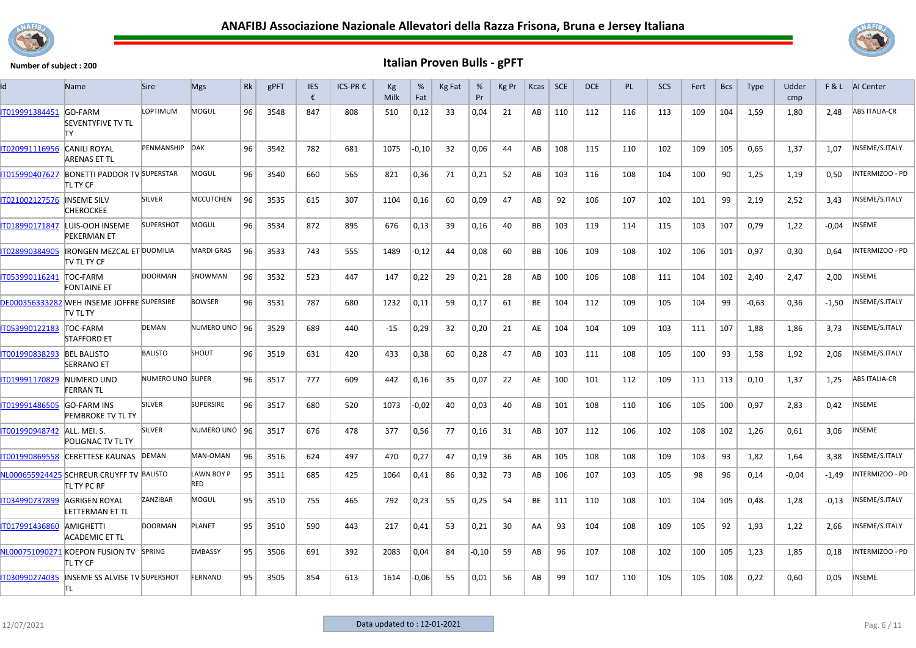# ANAFIBJ Associazione Nazionale Allevatori della Razza Frisona, Bruna e Jersey Italiana

**Number of subject : 200**

## Italian Proven Bulls - gPFT

| Id | Name | Sire | Mgs | Rk | gPFT | IES € | ICS-PR € | Kg Milk | % Fat | Kg Fat | % Pr | Kg Pr | Kcas | SCE | DCE | PL | SCS | Fert | Bcs | Type | Udder cmp | F & L | AI Center |
|---|---|---|---|---|---|---|---|---|---|---|---|---|---|---|---|---|---|---|---|---|---|---|---|
| IT019991384451 | GO-FARM SEVENTYFIVE TV TL TY | LOPTIMUM | MOGUL | 96 | 3548 | 847 | 808 | 510 | 0,12 | 33 | 0,04 | 21 | AB | 110 | 112 | 116 | 113 | 109 | 104 | 1,59 | 1,80 | 2,48 | ABS ITALIA-CR |
| IT020991116956 | CANILI ROYAL ARENAS ET TL | PENMANSHIP | OAK | 96 | 3542 | 782 | 681 | 1075 | -0,10 | 32 | 0,06 | 44 | AB | 108 | 115 | 110 | 102 | 109 | 105 | 0,65 | 1,37 | 1,07 | INSEME/S.ITALY |
| IT015990407627 | BONETTI PADDOR TV TL TY CF | SUPERSTAR | MOGUL | 96 | 3540 | 660 | 565 | 821 | 0,36 | 71 | 0,21 | 52 | AB | 103 | 116 | 108 | 104 | 100 | 90 | 1,25 | 1,19 | 0,50 | INTERMIZOO - PD |
| IT021002127576 | INSEME SILV CHEROCKEE | SILVER | MCCUTCHEN | 96 | 3535 | 615 | 307 | 1104 | 0,16 | 60 | 0,09 | 47 | AB | 92 | 106 | 107 | 102 | 101 | 99 | 2,19 | 2,52 | 3,43 | INSEME/S.ITALY |
| IT018990171847 | LUIS-OOH INSEME PEKERMAN ET | SUPERSHOT | MOGUL | 96 | 3534 | 872 | 895 | 676 | 0,13 | 39 | 0,16 | 40 | BB | 103 | 119 | 114 | 115 | 103 | 107 | 0,79 | 1,22 | -0,04 | INSEME |
| IT028990384905 | IRONGEN MEZCAL ET TV TL TY CF | DUOMILIA | MARDI GRAS | 96 | 3533 | 743 | 555 | 1489 | -0,12 | 44 | 0,08 | 60 | BB | 106 | 109 | 108 | 102 | 106 | 101 | 0,97 | 0,30 | 0,64 | INTERMIZOO - PD |
| IT053990116241 | TOC-FARM FONTAINE ET | DOORMAN | SNOWMAN | 96 | 3532 | 523 | 447 | 147 | 0,22 | 29 | 0,21 | 28 | AB | 100 | 106 | 108 | 111 | 104 | 102 | 2,40 | 2,47 | 2,00 | INSEME |
| DE000356333282 | WEH INSEME JOFFRE TV TL TY | SUPERSIRE | BOWSER | 96 | 3531 | 787 | 680 | 1232 | 0,11 | 59 | 0,17 | 61 | BE | 104 | 112 | 109 | 105 | 104 | 99 | -0,63 | 0,36 | -1,50 | INSEME/S.ITALY |
| IT053990122183 | TOC-FARM STAFFORD ET | DEMAN | NUMERO UNO | 96 | 3529 | 689 | 440 | -15 | 0,29 | 32 | 0,20 | 21 | AE | 104 | 104 | 109 | 103 | 111 | 107 | 1,88 | 1,86 | 3,73 | INSEME/S.ITALY |
| IT001990838293 | BEL BALISTO SERRANO ET | BALISTO | SHOUT | 96 | 3519 | 631 | 420 | 433 | 0,38 | 60 | 0,28 | 47 | AB | 103 | 111 | 108 | 105 | 100 | 93 | 1,58 | 1,92 | 2,06 | INSEME/S.ITALY |
| IT019991170829 | NUMERO UNO FERRAN TL | NUMERO UNO | SUPER | 96 | 3517 | 777 | 609 | 442 | 0,16 | 35 | 0,07 | 22 | AE | 100 | 101 | 112 | 109 | 111 | 113 | 0,10 | 1,37 | 1,25 | ABS ITALIA-CR |
| IT019991486505 | GO-FARM INS PEMBROKE TV TL TY | SILVER | SUPERSIRE | 96 | 3517 | 680 | 520 | 1073 | -0,02 | 40 | 0,03 | 40 | AB | 101 | 108 | 110 | 106 | 105 | 100 | 0,97 | 2,83 | 0,42 | INSEME |
| IT001990948742 | ALL. MEI. S. POLIGNAC TV TL TY | SILVER | NUMERO UNO | 96 | 3517 | 676 | 478 | 377 | 0,56 | 77 | 0,16 | 31 | AB | 107 | 112 | 106 | 102 | 108 | 102 | 1,26 | 0,61 | 3,06 | INSEME |
| IT001990869558 | CERETTESE KAUNAS | DEMAN | MAN-OMAN | 96 | 3516 | 624 | 497 | 470 | 0,27 | 47 | 0,19 | 36 | AB | 105 | 108 | 108 | 109 | 103 | 93 | 1,82 | 1,64 | 3,38 | INSEME/S.ITALY |
| NL000655924425 | SCHREUR CRUYFF TV TL TY PC RF | BALISTO | LAWN BOY P RED | 95 | 3511 | 685 | 425 | 1064 | 0,41 | 86 | 0,32 | 73 | AB | 106 | 107 | 103 | 105 | 98 | 96 | 0,14 | -0,04 | -1,49 | INTERMIZOO - PD |
| IT034990737899 | AGRIGEN ROYAL LETTERMAN ET TL | ZANZIBAR | MOGUL | 95 | 3510 | 755 | 465 | 792 | 0,23 | 55 | 0,25 | 54 | BE | 111 | 110 | 108 | 101 | 104 | 105 | 0,48 | 1,28 | -0,13 | INSEME/S.ITALY |
| IT017991436860 | AMIGHETTI ACADEMIC ET TL | DOORMAN | PLANET | 95 | 3510 | 590 | 443 | 217 | 0,41 | 53 | 0,21 | 30 | AA | 93 | 104 | 108 | 109 | 105 | 92 | 1,93 | 1,22 | 2,66 | INSEME/S.ITALY |
| NL000751090271 | KOEPON FUSION TV TL TY CF | SPRING | EMBASSY | 95 | 3506 | 691 | 392 | 2083 | 0,04 | 84 | -0,10 | 59 | AB | 96 | 107 | 108 | 102 | 100 | 105 | 1,23 | 1,85 | 0,18 | INTERMIZOO - PD |
| IT030990274035 | INSEME SS ALVISE TV TL | SUPERSHOT | FERNAND | 95 | 3505 | 854 | 613 | 1614 | -0,06 | 55 | 0,01 | 56 | AB | 99 | 107 | 110 | 105 | 105 | 108 | 0,22 | 0,60 | 0,05 | INSEME |

12/07/2021

Data updated to : 12-01-2021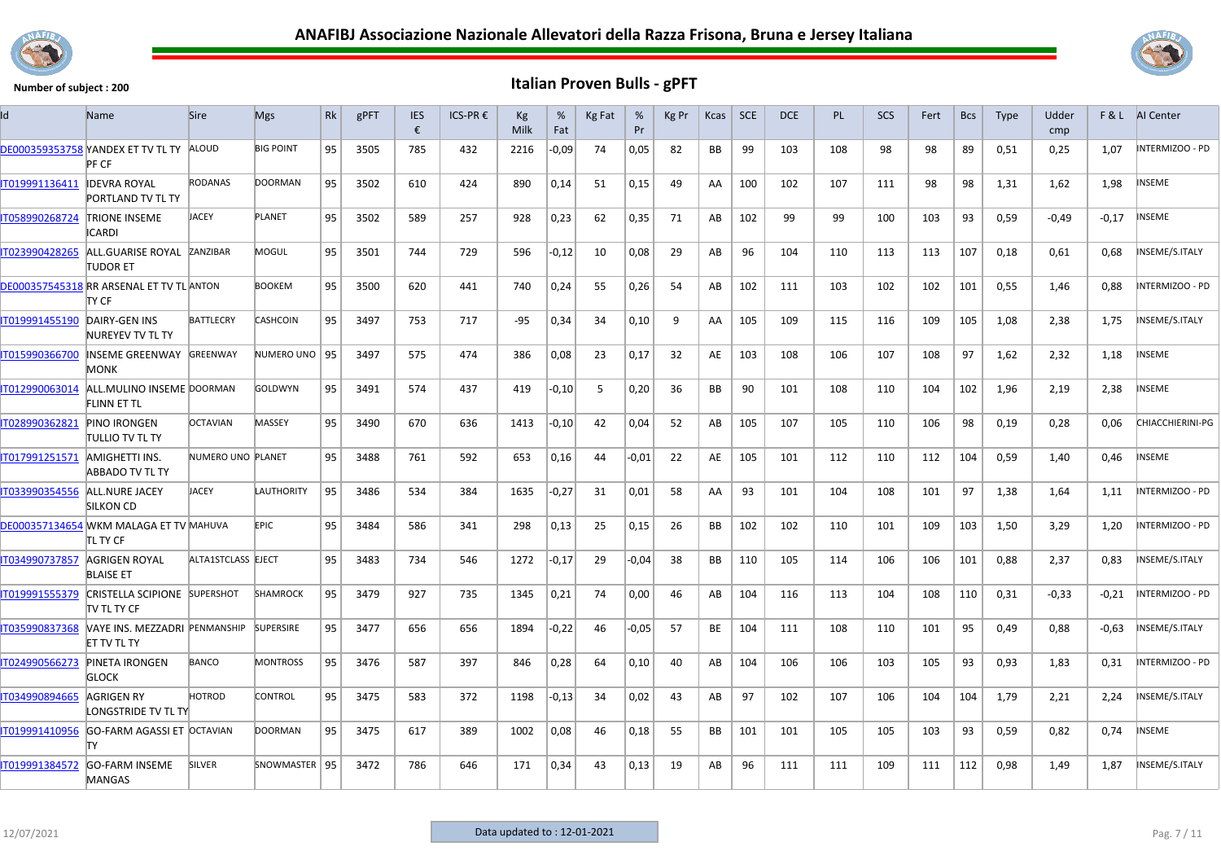# ANAFIBJ Associazione Nazionale Allevatori della Razza Frisona, Bruna e Jersey Italiana

**Number of subject : 200**

## Italian Proven Bulls - gPFT

| Id | Name | Sire | Mgs | Rk | gPFT | IES € | ICS-PR € | Kg Milk | % Fat | Kg Fat | % Pr | Kg Pr | Kcas | SCE | DCE | PL | SCS | Fert | Bcs | Type | Udder cmp | F & L | AI Center |
|---|---|---|---|---|---|---|---|---|---|---|---|---|---|---|---|---|---|---|---|---|---|---|---|
| DE000359353758 | YANDEX ET TV TL TY PF CF | ALOUD | BIG POINT | 95 | 3505 | 785 | 432 | 2216 | -0,09 | 74 | 0,05 | 82 | BB | 99 | 103 | 108 | 98 | 98 | 89 | 0,51 | 0,25 | 1,07 | INTERMIZOO - PD |
| IT019991136411 | IDEVRA ROYAL PORTLAND TV TL TY | RODANAS | DOORMAN | 95 | 3502 | 610 | 424 | 890 | 0,14 | 51 | 0,15 | 49 | AA | 100 | 102 | 107 | 111 | 98 | 98 | 1,31 | 1,62 | 1,98 | INSEME |
| IT058990268724 | TRIONE INSEME ICARDI | JACEY | PLANET | 95 | 3502 | 589 | 257 | 928 | 0,23 | 62 | 0,35 | 71 | AB | 102 | 99 | 99 | 100 | 103 | 93 | 0,59 | -0,49 | -0,17 | INSEME |
| IT023990428265 | ALL.GUARISE ROYAL TUDOR ET | ZANZIBAR | MOGUL | 95 | 3501 | 744 | 729 | 596 | -0,12 | 10 | 0,08 | 29 | AB | 96 | 104 | 110 | 113 | 113 | 107 | 0,18 | 0,61 | 0,68 | INSEME/S.ITALY |
| DE000357545318 | RR ARSENAL ET TV TL TY CF | ANTON | BOOKEM | 95 | 3500 | 620 | 441 | 740 | 0,24 | 55 | 0,26 | 54 | AB | 102 | 111 | 103 | 102 | 102 | 101 | 0,55 | 1,46 | 0,88 | INTERMIZOO - PD |
| IT019991455190 | DAIRY-GEN INS NUREYEV TV TL TY | BATTLECRY | CASHCOIN | 95 | 3497 | 753 | 717 | -95 | 0,34 | 34 | 0,10 | 9 | AA | 105 | 109 | 115 | 116 | 109 | 105 | 1,08 | 2,38 | 1,75 | INSEME/S.ITALY |
| IT015990366700 | INSEME GREENWAY MONK | GREENWAY | NUMERO UNO | 95 | 3497 | 575 | 474 | 386 | 0,08 | 23 | 0,17 | 32 | AE | 103 | 108 | 106 | 107 | 108 | 97 | 1,62 | 2,32 | 1,18 | INSEME |
| IT012990063014 | ALL.MULINO INSEME FLINN ET TL | DOORMAN | GOLDWYN | 95 | 3491 | 574 | 437 | 419 | -0,10 | 5 | 0,20 | 36 | BB | 90 | 101 | 108 | 110 | 104 | 102 | 1,96 | 2,19 | 2,38 | INSEME |
| IT028990362821 | PINO IRONGEN TULLIO TV TL TY | OCTAVIAN | MASSEY | 95 | 3490 | 670 | 636 | 1413 | -0,10 | 42 | 0,04 | 52 | AB | 105 | 107 | 105 | 110 | 106 | 98 | 0,19 | 0,28 | 0,06 | CHIACCHIERINI-PG |
| IT017991251571 | AMIGHETTI INS. ABBADO TV TL TY | NUMERO UNO | PLANET | 95 | 3488 | 761 | 592 | 653 | 0,16 | 44 | -0,01 | 22 | AE | 105 | 101 | 112 | 110 | 112 | 104 | 0,59 | 1,40 | 0,46 | INSEME |
| IT033990354556 | ALL.NURE JACEY SILKON CD | JACEY | LAUTHORITY | 95 | 3486 | 534 | 384 | 1635 | -0,27 | 31 | 0,01 | 58 | AA | 93 | 101 | 104 | 108 | 101 | 97 | 1,38 | 1,64 | 1,11 | INTERMIZOO - PD |
| DE000357134654 | WKM MALAGA ET TV TL TY CF | MAHUVA | EPIC | 95 | 3484 | 586 | 341 | 298 | 0,13 | 25 | 0,15 | 26 | BB | 102 | 102 | 110 | 101 | 109 | 103 | 1,50 | 3,29 | 1,20 | INTERMIZOO - PD |
| IT034990737857 | AGRIGEN ROYAL BLAISE ET | ALTA1STCLASS | EJECT | 95 | 3483 | 734 | 546 | 1272 | -0,17 | 29 | -0,04 | 38 | BB | 110 | 105 | 114 | 106 | 106 | 101 | 0,88 | 2,37 | 0,83 | INSEME/S.ITALY |
| IT019991555379 | CRISTELLA SCIPIONE TV TL TY CF | SUPERSHOT | SHAMROCK | 95 | 3479 | 927 | 735 | 1345 | 0,21 | 74 | 0,00 | 46 | AB | 104 | 116 | 113 | 104 | 108 | 110 | 0,31 | -0,33 | -0,21 | INTERMIZOO - PD |
| IT035990837368 | VAYE INS. MEZZADRI ET TV TL TY | PENMANSHIP | SUPERSIRE | 95 | 3477 | 656 | 656 | 1894 | -0,22 | 46 | -0,05 | 57 | BE | 104 | 111 | 108 | 110 | 101 | 95 | 0,49 | 0,88 | -0,63 | INSEME/S.ITALY |
| IT024990566273 | PINETA IRONGEN GLOCK | BANCO | MONTROSS | 95 | 3476 | 587 | 397 | 846 | 0,28 | 64 | 0,10 | 40 | AB | 104 | 106 | 106 | 103 | 105 | 93 | 0,93 | 1,83 | 0,31 | INTERMIZOO - PD |
| IT034990894665 | AGRIGEN RY LONGSTRIDE TV TL TY | HOTROD | CONTROL | 95 | 3475 | 583 | 372 | 1198 | -0,13 | 34 | 0,02 | 43 | AB | 97 | 102 | 107 | 106 | 104 | 104 | 1,79 | 2,21 | 2,24 | INSEME/S.ITALY |
| IT019991410956 | GO-FARM AGASSI ET TY | OCTAVIAN | DOORMAN | 95 | 3475 | 617 | 389 | 1002 | 0,08 | 46 | 0,18 | 55 | BB | 101 | 101 | 105 | 105 | 103 | 93 | 0,59 | 0,82 | 0,74 | INSEME |
| IT019991384572 | GO-FARM INSEME MANGAS | SILVER | SNOWMASTER | 95 | 3472 | 786 | 646 | 171 | 0,34 | 43 | 0,13 | 19 | AB | 96 | 111 | 111 | 109 | 111 | 112 | 0,98 | 1,49 | 1,87 | INSEME/S.ITALY |

Data updated to : 12-01-2021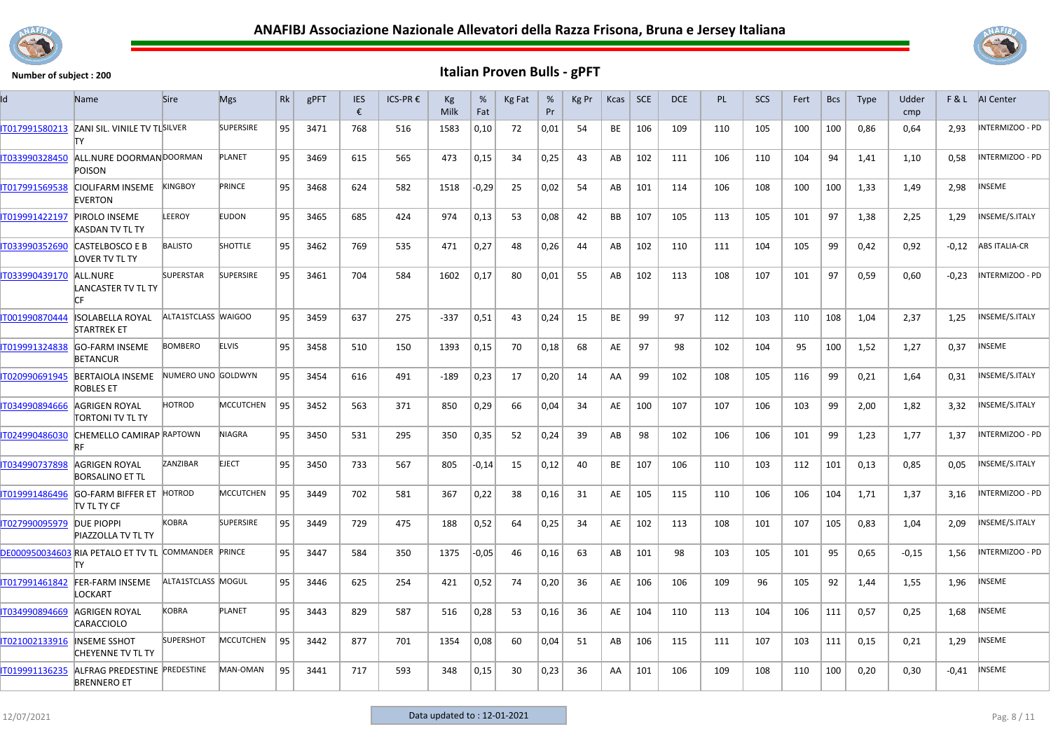# ANAFIBJ Associazione Nazionale Allevatori della Razza Frisona, Bruna e Jersey Italiana

**Number of subject : 200**

## Italian Proven Bulls - gPFT

| Id | Name | Sire | Mgs | Rk | gPFT | IES € | ICS-PR € | Kg Milk | % Fat | Kg Fat | % Pr | Kg Pr | Kcas | SCE | DCE | PL | SCS | Fert | Bcs | Type | Udder cmp | F & L | AI Center |
|---|---|---|---|---|---|---|---|---|---|---|---|---|---|---|---|---|---|---|---|---|---|---|---|
| IT017991580213 | ZANI SIL. VINILE TV TL TY | SILVER | SUPERSIRE | 95 | 3471 | 768 | 516 | 1583 | 0,10 | 72 | 0,01 | 54 | BE | 106 | 109 | 110 | 105 | 100 | 100 | 0,86 | 0,64 | 2,93 | INTERMIZOO - PD |
| IT033990328450 | ALL.NURE DOORMAN POISON | DOORMAN | PLANET | 95 | 3469 | 615 | 565 | 473 | 0,15 | 34 | 0,25 | 43 | AB | 102 | 111 | 106 | 110 | 104 | 94 | 1,41 | 1,10 | 0,58 | INTERMIZOO - PD |
| IT017991569538 | CIOLIFARM INSEME EVERTON | KINGBOY | PRINCE | 95 | 3468 | 624 | 582 | 1518 | -0,29 | 25 | 0,02 | 54 | AB | 101 | 114 | 106 | 108 | 100 | 100 | 1,33 | 1,49 | 2,98 | INSEME |
| IT019991422197 | PIROLO INSEME KASDAN TV TL TY | LEEROY | EUDON | 95 | 3465 | 685 | 424 | 974 | 0,13 | 53 | 0,08 | 42 | BB | 107 | 105 | 113 | 105 | 101 | 97 | 1,38 | 2,25 | 1,29 | INSEME/S.ITALY |
| IT033990352690 | CASTELBOSCO E B LOVER TV TL TY | BALISTO | SHOTTLE | 95 | 3462 | 769 | 535 | 471 | 0,27 | 48 | 0,26 | 44 | AB | 102 | 110 | 111 | 104 | 105 | 99 | 0,42 | 0,92 | -0,12 | ABS ITALIA-CR |
| IT033990439170 | ALL.NURE LANCASTER TV TL TY CF | SUPERSTAR | SUPERSIRE | 95 | 3461 | 704 | 584 | 1602 | 0,17 | 80 | 0,01 | 55 | AB | 102 | 113 | 108 | 107 | 101 | 97 | 0,59 | 0,60 | -0,23 | INTERMIZOO - PD |
| IT001990870444 | ISOLABELLA ROYAL STARTREK ET | ALTA1STCLASS | WAIGOO | 95 | 3459 | 637 | 275 | -337 | 0,51 | 43 | 0,24 | 15 | BE | 99 | 97 | 112 | 103 | 110 | 108 | 1,04 | 2,37 | 1,25 | INSEME/S.ITALY |
| IT019991324838 | GO-FARM INSEME BETANCUR | BOMBERO | ELVIS | 95 | 3458 | 510 | 150 | 1393 | 0,15 | 70 | 0,18 | 68 | AE | 97 | 98 | 102 | 104 | 95 | 100 | 1,52 | 1,27 | 0,37 | INSEME |
| IT020990691945 | BERTAIOLA INSEME ROBLES ET | NUMERO UNO | GOLDWYN | 95 | 3454 | 616 | 491 | -189 | 0,23 | 17 | 0,20 | 14 | AA | 99 | 102 | 108 | 105 | 116 | 99 | 0,21 | 1,64 | 0,31 | INSEME/S.ITALY |
| IT034990894666 | AGRIGEN ROYAL TORTONI TV TL TY | HOTROD | MCCUTCHEN | 95 | 3452 | 563 | 371 | 850 | 0,29 | 66 | 0,04 | 34 | AE | 100 | 107 | 107 | 106 | 103 | 99 | 2,00 | 1,82 | 3,32 | INSEME/S.ITALY |
| IT024990486030 | CHEMELLO CAMIRAP RF | RAPTOWN | NIAGRA | 95 | 3450 | 531 | 295 | 350 | 0,35 | 52 | 0,24 | 39 | AB | 98 | 102 | 106 | 106 | 101 | 99 | 1,23 | 1,77 | 1,37 | INTERMIZOO - PD |
| IT034990737898 | AGRIGEN ROYAL BORSALINO ET TL | ZANZIBAR | EJECT | 95 | 3450 | 733 | 567 | 805 | -0,14 | 15 | 0,12 | 40 | BE | 107 | 106 | 110 | 103 | 112 | 101 | 0,13 | 0,85 | 0,05 | INSEME/S.ITALY |
| IT019991486496 | GO-FARM BIFFER ET TV TL TY CF | HOTROD | MCCUTCHEN | 95 | 3449 | 702 | 581 | 367 | 0,22 | 38 | 0,16 | 31 | AE | 105 | 115 | 110 | 106 | 106 | 104 | 1,71 | 1,37 | 3,16 | INTERMIZOO - PD |
| IT027990095979 | DUE PIOPPI PIAZZOLLA TV TL TY | KOBRA | SUPERSIRE | 95 | 3449 | 729 | 475 | 188 | 0,52 | 64 | 0,25 | 34 | AE | 102 | 113 | 108 | 101 | 107 | 105 | 0,83 | 1,04 | 2,09 | INSEME/S.ITALY |
| DE000950034603 | RIA PETALO ET TV TL TY | COMMANDER | PRINCE | 95 | 3447 | 584 | 350 | 1375 | -0,05 | 46 | 0,16 | 63 | AB | 101 | 98 | 103 | 105 | 101 | 95 | 0,65 | -0,15 | 1,56 | INTERMIZOO - PD |
| IT017991461842 | FER-FARM INSEME LOCKART | ALTA1STCLASS | MOGUL | 95 | 3446 | 625 | 254 | 421 | 0,52 | 74 | 0,20 | 36 | AE | 106 | 106 | 109 | 96 | 105 | 92 | 1,44 | 1,55 | 1,96 | INSEME |
| IT034990894669 | AGRIGEN ROYAL CARACCIOLO | KOBRA | PLANET | 95 | 3443 | 829 | 587 | 516 | 0,28 | 53 | 0,16 | 36 | AE | 104 | 110 | 113 | 104 | 106 | 111 | 0,57 | 0,25 | 1,68 | INSEME |
| IT021002133916 | INSEME SSHOT CHEYENNE TV TL TY | SUPERSHOT | MCCUTCHEN | 95 | 3442 | 877 | 701 | 1354 | 0,08 | 60 | 0,04 | 51 | AB | 106 | 115 | 111 | 107 | 103 | 111 | 0,15 | 0,21 | 1,29 | INSEME |
| IT019991136235 | ALFRAG PREDESTINE BRENNERO ET | PREDESTINE | MAN-OMAN | 95 | 3441 | 717 | 593 | 348 | 0,15 | 30 | 0,23 | 36 | AA | 101 | 106 | 109 | 108 | 110 | 100 | 0,20 | 0,30 | -0,41 | INSEME |

12/07/2021

Data updated to : 12-01-2021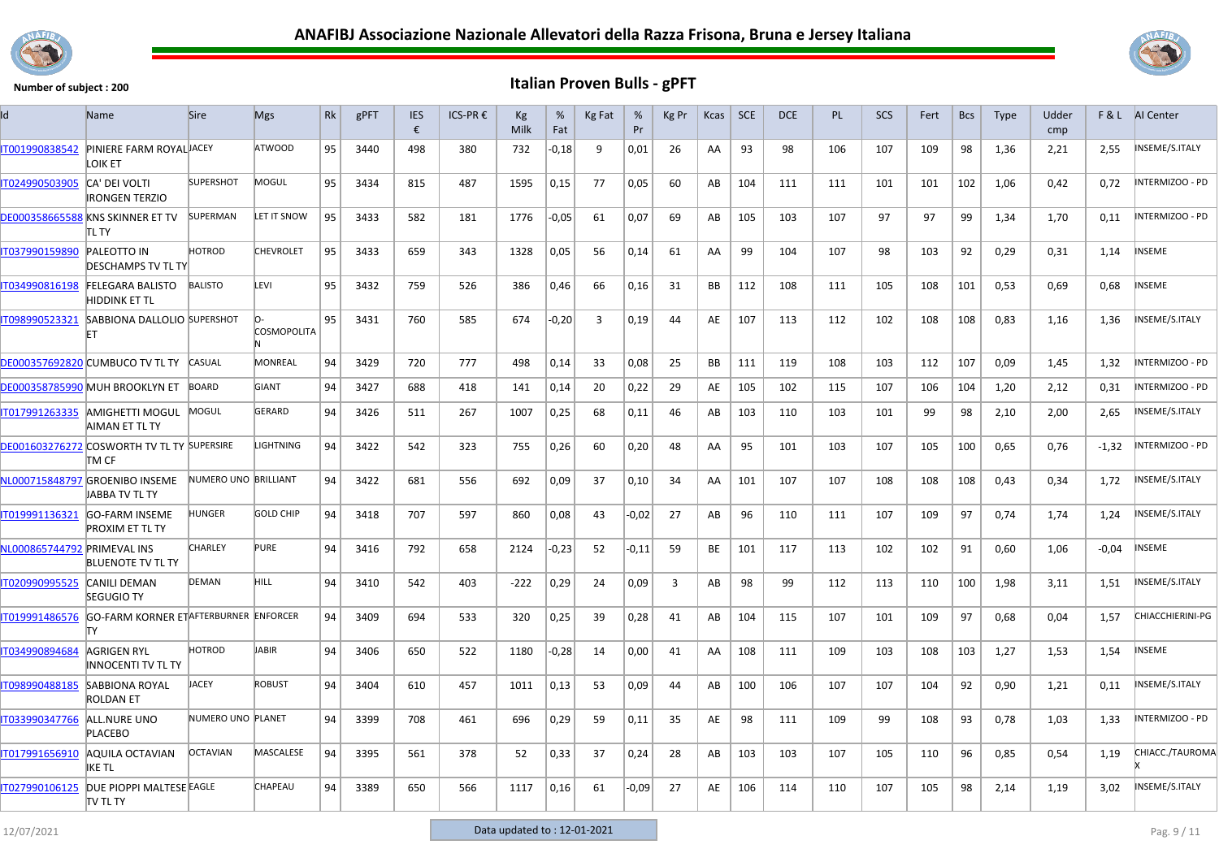# ANAFIBJ Associazione Nazionale Allevatori della Razza Frisona, Bruna e Jersey Italiana

**Number of subject : 200**

## Italian Proven Bulls - gPFT

| Id | Name | Sire | Mgs | Rk | gPFT | IES € | ICS-PR € | Kg Milk | % Fat | Kg Fat | % Pr | Kg Pr | Kcas | SCE | DCE | PL | SCS | Fert | Bcs | Type | Udder cmp | F & L | AI Center |
|---|---|---|---|---|---|---|---|---|---|---|---|---|---|---|---|---|---|---|---|---|---|---|---|
| IT001990838542 | PINIERE FARM ROYAL LOIK ET | JACEY | ATWOOD | 95 | 3440 | 498 | 380 | 732 | -0,18 | 9 | 0,01 | 26 | AA | 93 | 98 | 106 | 107 | 109 | 98 | 1,36 | 2,21 | 2,55 | INSEME/S.ITALY |
| IT024990503905 | CA' DEI VOLTI IRONGEN TERZIO | SUPERSHOT | MOGUL | 95 | 3434 | 815 | 487 | 1595 | 0,15 | 77 | 0,05 | 60 | AB | 104 | 111 | 111 | 101 | 101 | 102 | 1,06 | 0,42 | 0,72 | INTERMIZOO - PD |
| DE000358665588 | KNS SKINNER ET TV TL TY | SUPERMAN | LET IT SNOW | 95 | 3433 | 582 | 181 | 1776 | -0,05 | 61 | 0,07 | 69 | AB | 105 | 103 | 107 | 97 | 97 | 99 | 1,34 | 1,70 | 0,11 | INTERMIZOO - PD |
| IT037990159890 | PALEOTTO IN DESCHAMPS TV TL TY | HOTROD | CHEVROLET | 95 | 3433 | 659 | 343 | 1328 | 0,05 | 56 | 0,14 | 61 | AA | 99 | 104 | 107 | 98 | 103 | 92 | 0,29 | 0,31 | 1,14 | INSEME |
| IT034990816198 | FELEGARA BALISTO HIDDINK ET TL | BALISTO | LEVI | 95 | 3432 | 759 | 526 | 386 | 0,46 | 66 | 0,16 | 31 | BB | 112 | 108 | 111 | 105 | 108 | 101 | 0,53 | 0,69 | 0,68 | INSEME |
| IT098990523321 | SABBIONA DALLOLIO ET | SUPERSHOT | O-COSMOPOLITAN | 95 | 3431 | 760 | 585 | 674 | -0,20 | 3 | 0,19 | 44 | AE | 107 | 113 | 112 | 102 | 108 | 108 | 0,83 | 1,16 | 1,36 | INSEME/S.ITALY |
| DE000357692820 | CUMBUCO TV TL TY | CASUAL | MONREAL | 94 | 3429 | 720 | 777 | 498 | 0,14 | 33 | 0,08 | 25 | BB | 111 | 119 | 108 | 103 | 112 | 107 | 0,09 | 1,45 | 1,32 | INTERMIZOO - PD |
| DE000358785990 | MUH BROOKLYN ET | BOARD | GIANT | 94 | 3427 | 688 | 418 | 141 | 0,14 | 20 | 0,22 | 29 | AE | 105 | 102 | 115 | 107 | 106 | 104 | 1,20 | 2,12 | 0,31 | INTERMIZOO - PD |
| IT017991263335 | AMIGHETTI MOGUL AIMAN ET TL TY | MOGUL | GERARD | 94 | 3426 | 511 | 267 | 1007 | 0,25 | 68 | 0,11 | 46 | AB | 103 | 110 | 103 | 101 | 99 | 98 | 2,10 | 2,00 | 2,65 | INSEME/S.ITALY |
| DE001603276272 | COSWORTH TV TL TY TM CF | SUPERSIRE | LIGHTNING | 94 | 3422 | 542 | 323 | 755 | 0,26 | 60 | 0,20 | 48 | AA | 95 | 101 | 103 | 107 | 105 | 100 | 0,65 | 0,76 | -1,32 | INTERMIZOO - PD |
| NL000715848797 | GROENIBO INSEME JABBA TV TL TY | NUMERO UNO | BRILLIANT | 94 | 3422 | 681 | 556 | 692 | 0,09 | 37 | 0,10 | 34 | AA | 101 | 107 | 107 | 108 | 108 | 108 | 0,43 | 0,34 | 1,72 | INSEME/S.ITALY |
| IT019991136321 | GO-FARM INSEME PROXIM ET TL TY | HUNGER | GOLD CHIP | 94 | 3418 | 707 | 597 | 860 | 0,08 | 43 | -0,02 | 27 | AB | 96 | 110 | 111 | 107 | 109 | 97 | 0,74 | 1,74 | 1,24 | INSEME/S.ITALY |
| NL000865744792 | PRIMEVAL INS BLUENOTE TV TL TY | CHARLEY | PURE | 94 | 3416 | 792 | 658 | 2124 | -0,23 | 52 | -0,11 | 59 | BE | 101 | 117 | 113 | 102 | 102 | 91 | 0,60 | 1,06 | -0,04 | INSEME |
| IT020990995525 | CANILI DEMAN SEGUGIO TY | DEMAN | HILL | 94 | 3410 | 542 | 403 | -222 | 0,29 | 24 | 0,09 | 3 | AB | 98 | 99 | 112 | 113 | 110 | 100 | 1,98 | 3,11 | 1,51 | INSEME/S.ITALY |
| IT019991486576 | GO-FARM KORNER ET TY | AFTERBURNER | ENFORCER | 94 | 3409 | 694 | 533 | 320 | 0,25 | 39 | 0,28 | 41 | AB | 104 | 115 | 107 | 101 | 109 | 97 | 0,68 | 0,04 | 1,57 | CHIACCHIERINI-PG |
| IT034990894684 | AGRIGEN RYL INNOCENTI TV TL TY | HOTROD | JABIR | 94 | 3406 | 650 | 522 | 1180 | -0,28 | 14 | 0,00 | 41 | AA | 108 | 111 | 109 | 103 | 108 | 103 | 1,27 | 1,53 | 1,54 | INSEME |
| IT098990488185 | SABBIONA ROYAL ROLDAN ET | JACEY | ROBUST | 94 | 3404 | 610 | 457 | 1011 | 0,13 | 53 | 0,09 | 44 | AB | 100 | 106 | 107 | 107 | 104 | 92 | 0,90 | 1,21 | 0,11 | INSEME/S.ITALY |
| IT033990347766 | ALL.NURE UNO PLACEBO | NUMERO UNO | PLANET | 94 | 3399 | 708 | 461 | 696 | 0,29 | 59 | 0,11 | 35 | AE | 98 | 111 | 109 | 99 | 108 | 93 | 0,78 | 1,03 | 1,33 | INTERMIZOO - PD |
| IT017991656910 | AQUILA OCTAVIAN IKE TL | OCTAVIAN | MASCALESE | 94 | 3395 | 561 | 378 | 52 | 0,33 | 37 | 0,24 | 28 | AB | 103 | 103 | 107 | 105 | 110 | 96 | 0,85 | 0,54 | 1,19 | CHIACC./TAUROMAX |
| IT027990106125 | DUE PIOPPI MALTESE TV TL TY | EAGLE | CHAPEAU | 94 | 3389 | 650 | 566 | 1117 | 0,16 | 61 | -0,09 | 27 | AE | 106 | 114 | 110 | 107 | 105 | 98 | 2,14 | 1,19 | 3,02 | INSEME/S.ITALY |

12/07/2021

Data updated to : 12-01-2021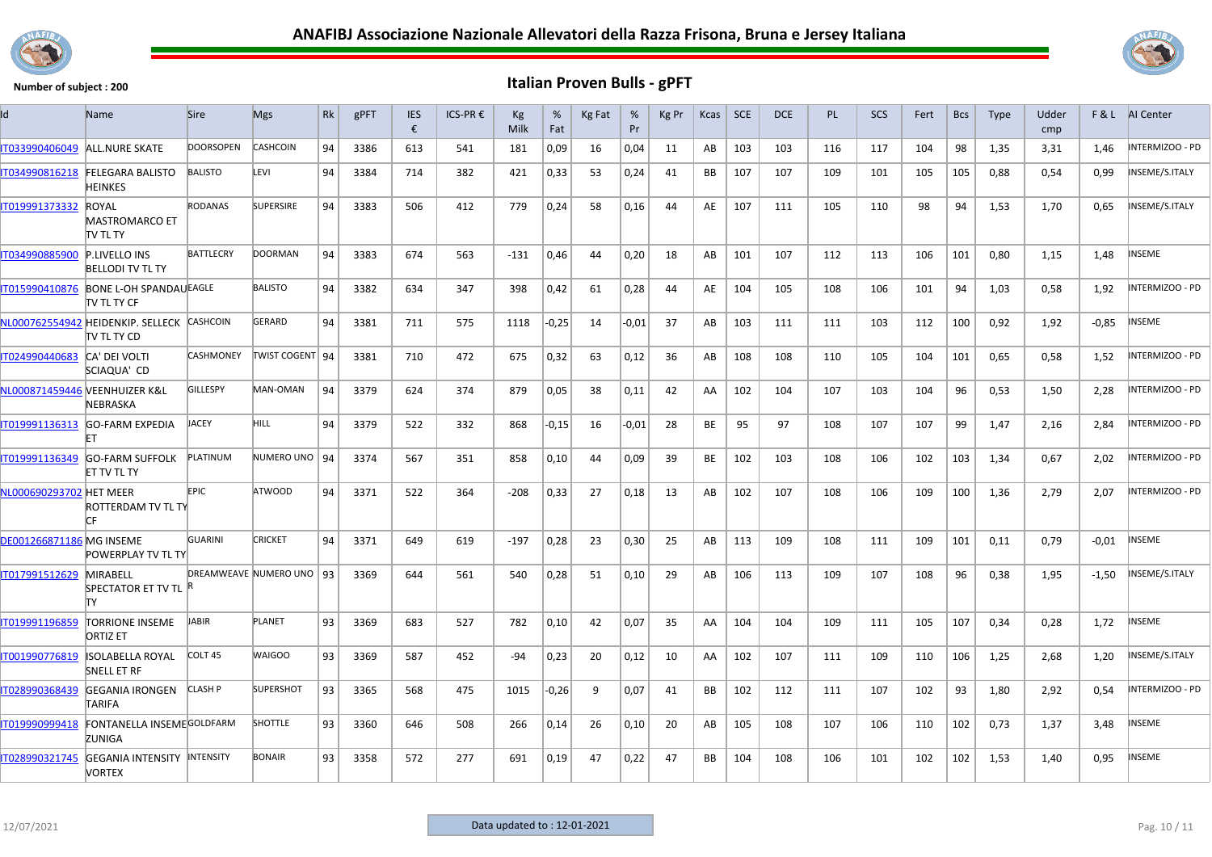# ANAFIBJ Associazione Nazionale Allevatori della Razza Frisona, Bruna e Jersey Italiana

Number of subject : 200

## Italian Proven Bulls - gPFT

| Id | Name | Sire | Mgs | Rk | gPFT | IES € | ICS-PR € | Kg Milk | % Fat | Kg Fat | % Pr | Kg Pr | Kcas | SCE | DCE | PL | SCS | Fert | Bcs | Type | Udder cmp | F & L | AI Center |
|---|---|---|---|---|---|---|---|---|---|---|---|---|---|---|---|---|---|---|---|---|---|---|---|
| IT033990406049 | ALL.NURE SKATE | DOORSOPEN | CASHCOIN | 94 | 3386 | 613 | 541 | 181 | 0,09 | 16 | 0,04 | 11 | AB | 103 | 103 | 116 | 117 | 104 | 98 | 1,35 | 3,31 | 1,46 | INTERMIZOO - PD |
| IT034990816218 | FELEGARA BALISTO HEINKES | BALISTO | LEVI | 94 | 3384 | 714 | 382 | 421 | 0,33 | 53 | 0,24 | 41 | BB | 107 | 107 | 109 | 101 | 105 | 105 | 0,88 | 0,54 | 0,99 | INSEME/S.ITALY |
| IT019991373332 | ROYAL MASTROMARCO ET TV TL TY | RODANAS | SUPERSIRE | 94 | 3383 | 506 | 412 | 779 | 0,24 | 58 | 0,16 | 44 | AE | 107 | 111 | 105 | 110 | 98 | 94 | 1,53 | 1,70 | 0,65 | INSEME/S.ITALY |
| IT034990885900 | P.LIVELLO INS BELLODI TV TL TY | BATTLECRY | DOORMAN | 94 | 3383 | 674 | 563 | -131 | 0,46 | 44 | 0,20 | 18 | AB | 101 | 107 | 112 | 113 | 106 | 101 | 0,80 | 1,15 | 1,48 | INSEME |
| IT015990410876 | BONE L-OH SPANDAU TV TL TY CF | EAGLE | BALISTO | 94 | 3382 | 634 | 347 | 398 | 0,42 | 61 | 0,28 | 44 | AE | 104 | 105 | 108 | 106 | 101 | 94 | 1,03 | 0,58 | 1,92 | INTERMIZOO - PD |
| NL000762554942 | HEIDENKIP. SELLECK TV TL TY CD | CASHCOIN | GERARD | 94 | 3381 | 711 | 575 | 1118 | -0,25 | 14 | -0,01 | 37 | AB | 103 | 111 | 111 | 103 | 112 | 100 | 0,92 | 1,92 | -0,85 | INSEME |
| IT024990440683 | CA' DEI VOLTI SCIAQUA' CD | CASHMONEY | TWIST COGENT | 94 | 3381 | 710 | 472 | 675 | 0,32 | 63 | 0,12 | 36 | AB | 108 | 108 | 110 | 105 | 104 | 101 | 0,65 | 0,58 | 1,52 | INTERMIZOO - PD |
| NL000871459446 | VEENHUIZER K&L NEBRASKA | GILLESPY | MAN-OMAN | 94 | 3379 | 624 | 374 | 879 | 0,05 | 38 | 0,11 | 42 | AA | 102 | 104 | 107 | 103 | 104 | 96 | 0,53 | 1,50 | 2,28 | INTERMIZOO - PD |
| IT019991136313 | GO-FARM EXPEDIA ET | JACEY | HILL | 94 | 3379 | 522 | 332 | 868 | -0,15 | 16 | -0,01 | 28 | BE | 95 | 97 | 108 | 107 | 107 | 99 | 1,47 | 2,16 | 2,84 | INTERMIZOO - PD |
| IT019991136349 | GO-FARM SUFFOLK ET TV TL TY | PLATINUM | NUMERO UNO | 94 | 3374 | 567 | 351 | 858 | 0,10 | 44 | 0,09 | 39 | BE | 102 | 103 | 108 | 106 | 102 | 103 | 1,34 | 0,67 | 2,02 | INTERMIZOO - PD |
| NL000690293702 | HET MEER ROTTERDAM TV TL TY CF | EPIC | ATWOOD | 94 | 3371 | 522 | 364 | -208 | 0,33 | 27 | 0,18 | 13 | AB | 102 | 107 | 108 | 106 | 109 | 100 | 1,36 | 2,79 | 2,07 | INTERMIZOO - PD |
| DE001266871186 | MG INSEME POWERPLAY TV TL TY | GUARINI | CRICKET | 94 | 3371 | 649 | 619 | -197 | 0,28 | 23 | 0,30 | 25 | AB | 113 | 109 | 108 | 111 | 109 | 101 | 0,11 | 0,79 | -0,01 | INSEME |
| IT017991512629 | MIRABELL SPECTATOR ET TV TL TY | DREAMWEAVER | NUMERO UNO | 93 | 3369 | 644 | 561 | 540 | 0,28 | 51 | 0,10 | 29 | AB | 106 | 113 | 109 | 107 | 108 | 96 | 0,38 | 1,95 | -1,50 | INSEME/S.ITALY |
| IT019991196859 | TORRIONE INSEME ORTIZ ET | JABIR | PLANET | 93 | 3369 | 683 | 527 | 782 | 0,10 | 42 | 0,07 | 35 | AA | 104 | 104 | 109 | 111 | 105 | 107 | 0,34 | 0,28 | 1,72 | INSEME |
| IT001990776819 | ISOLABELLA ROYAL SNELL ET RF | COLT 45 | WAIGOO | 93 | 3369 | 587 | 452 | -94 | 0,23 | 20 | 0,12 | 10 | AA | 102 | 107 | 111 | 109 | 110 | 106 | 1,25 | 2,68 | 1,20 | INSEME/S.ITALY |
| IT028990368439 | GEGANIA IRONGEN TARIFA | CLASH P | SUPERSHOT | 93 | 3365 | 568 | 475 | 1015 | -0,26 | 9 | 0,07 | 41 | BB | 102 | 112 | 111 | 107 | 102 | 93 | 1,80 | 2,92 | 0,54 | INTERMIZOO - PD |
| IT019990999418 | FONTANELLA INSEME ZUNIGA | GOLDFARM | SHOTTLE | 93 | 3360 | 646 | 508 | 266 | 0,14 | 26 | 0,10 | 20 | AB | 105 | 108 | 107 | 106 | 110 | 102 | 0,73 | 1,37 | 3,48 | INSEME |
| IT028990321745 | GEGANIA INTENSITY VORTEX | INTENSITY | BONAIR | 93 | 3358 | 572 | 277 | 691 | 0,19 | 47 | 0,22 | 47 | BB | 104 | 108 | 106 | 101 | 102 | 102 | 1,53 | 1,40 | 0,95 | INSEME |

Data updated to : 12-01-2021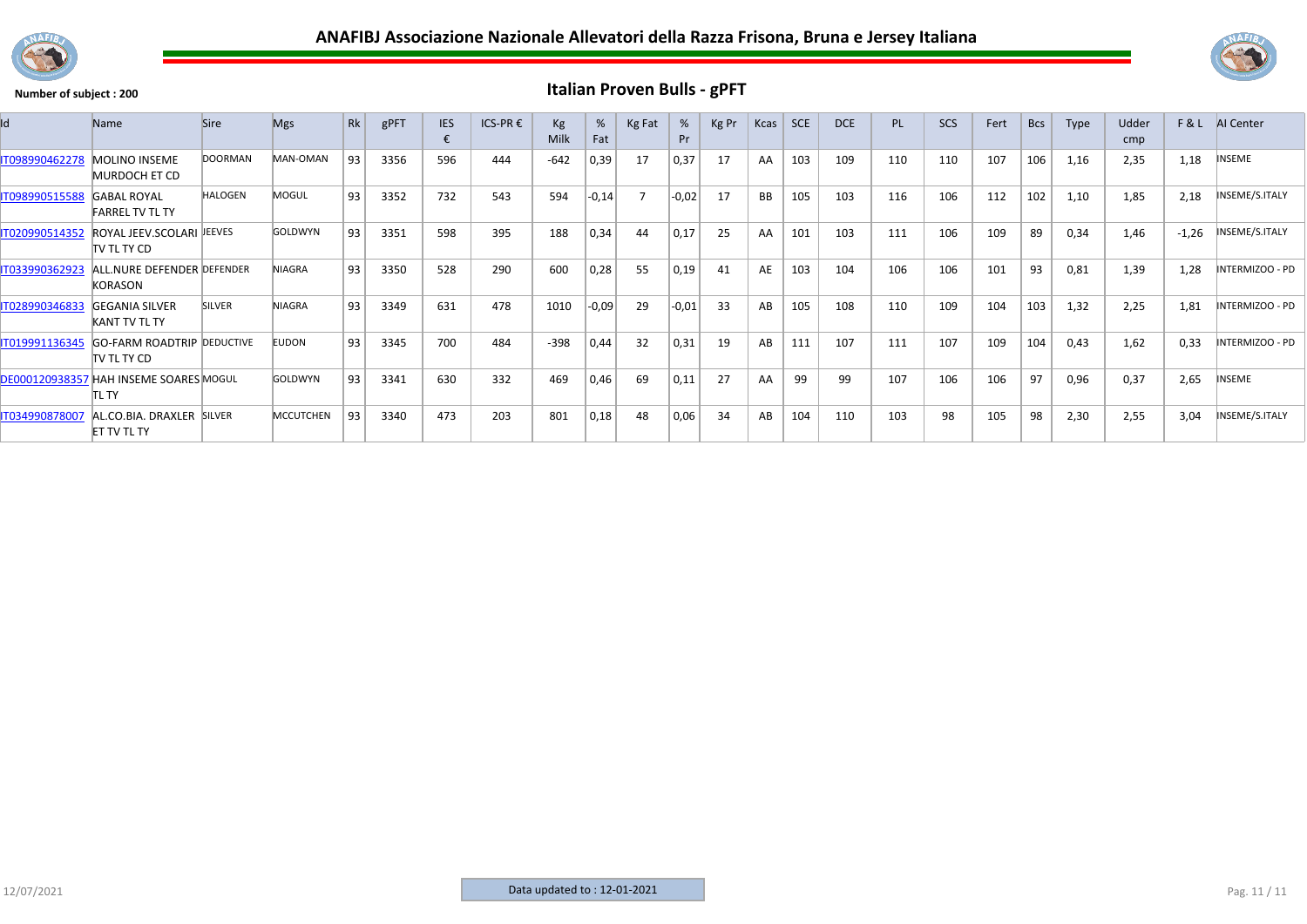# ANAFIBJ Associazione Nazionale Allevatori della Razza Frisona, Bruna e Jersey Italiana

Number of subject : 200

## Italian Proven Bulls - gPFT

| Id | Name | Sire | Mgs | Rk | gPFT | IES € | ICS-PR € | Kg Milk | % Fat | Kg Fat | % Pr | Kg Pr | Kcas | SCE | DCE | PL | SCS | Fert | Bcs | Type | Udder cmp | F & L | AI Center |
|---|---|---|---|---|---|---|---|---|---|---|---|---|---|---|---|---|---|---|---|---|---|---|---|
| IT098990462278 | MOLINO INSEME MURDOCH ET CD | DOORMAN | MAN-OMAN | 93 | 3356 | 596 | 444 | -642 | 0,39 | 17 | 0,37 | 17 | AA | 103 | 109 | 110 | 110 | 107 | 106 | 1,16 | 2,35 | 1,18 | INSEME |
| IT098990515588 | GABAL ROYAL FARREL TV TL TY | HALOGEN | MOGUL | 93 | 3352 | 732 | 543 | 594 | -0,14 | 7 | -0,02 | 17 | BB | 105 | 103 | 116 | 106 | 112 | 102 | 1,10 | 1,85 | 2,18 | INSEME/S.ITALY |
| IT020990514352 | ROYAL JEEV.SCOLARI TV TL TY CD | JEEVES | GOLDWYN | 93 | 3351 | 598 | 395 | 188 | 0,34 | 44 | 0,17 | 25 | AA | 101 | 103 | 111 | 106 | 109 | 89 | 0,34 | 1,46 | -1,26 | INSEME/S.ITALY |
| IT033990362923 | ALL.NURE DEFENDER KORASON | DEFENDER | NIAGRA | 93 | 3350 | 528 | 290 | 600 | 0,28 | 55 | 0,19 | 41 | AE | 103 | 104 | 106 | 106 | 101 | 93 | 0,81 | 1,39 | 1,28 | INTERMIZOO - PD |
| IT028990346833 | GEGANIA SILVER KANT TV TL TY | SILVER | NIAGRA | 93 | 3349 | 631 | 478 | 1010 | -0,09 | 29 | -0,01 | 33 | AB | 105 | 108 | 110 | 109 | 104 | 103 | 1,32 | 2,25 | 1,81 | INTERMIZOO - PD |
| IT019991136345 | GO-FARM ROADTRIP TV TL TY CD | DEDUCTIVE | EUDON | 93 | 3345 | 700 | 484 | -398 | 0,44 | 32 | 0,31 | 19 | AB | 111 | 107 | 111 | 107 | 109 | 104 | 0,43 | 1,62 | 0,33 | INTERMIZOO - PD |
| DE000120938357 | HAH INSEME SOARES TL TY | MOGUL | GOLDWYN | 93 | 3341 | 630 | 332 | 469 | 0,46 | 69 | 0,11 | 27 | AA | 99 | 99 | 107 | 106 | 106 | 97 | 0,96 | 0,37 | 2,65 | INSEME |
| IT034990878007 | AL.CO.BIA. DRAXLER ET TV TL TY | SILVER | MCCUTCHEN | 93 | 3340 | 473 | 203 | 801 | 0,18 | 48 | 0,06 | 34 | AB | 104 | 110 | 103 | 98 | 105 | 98 | 2,30 | 2,55 | 3,04 | INSEME/S.ITALY |

12/07/2021

Data updated to : 12-01-2021